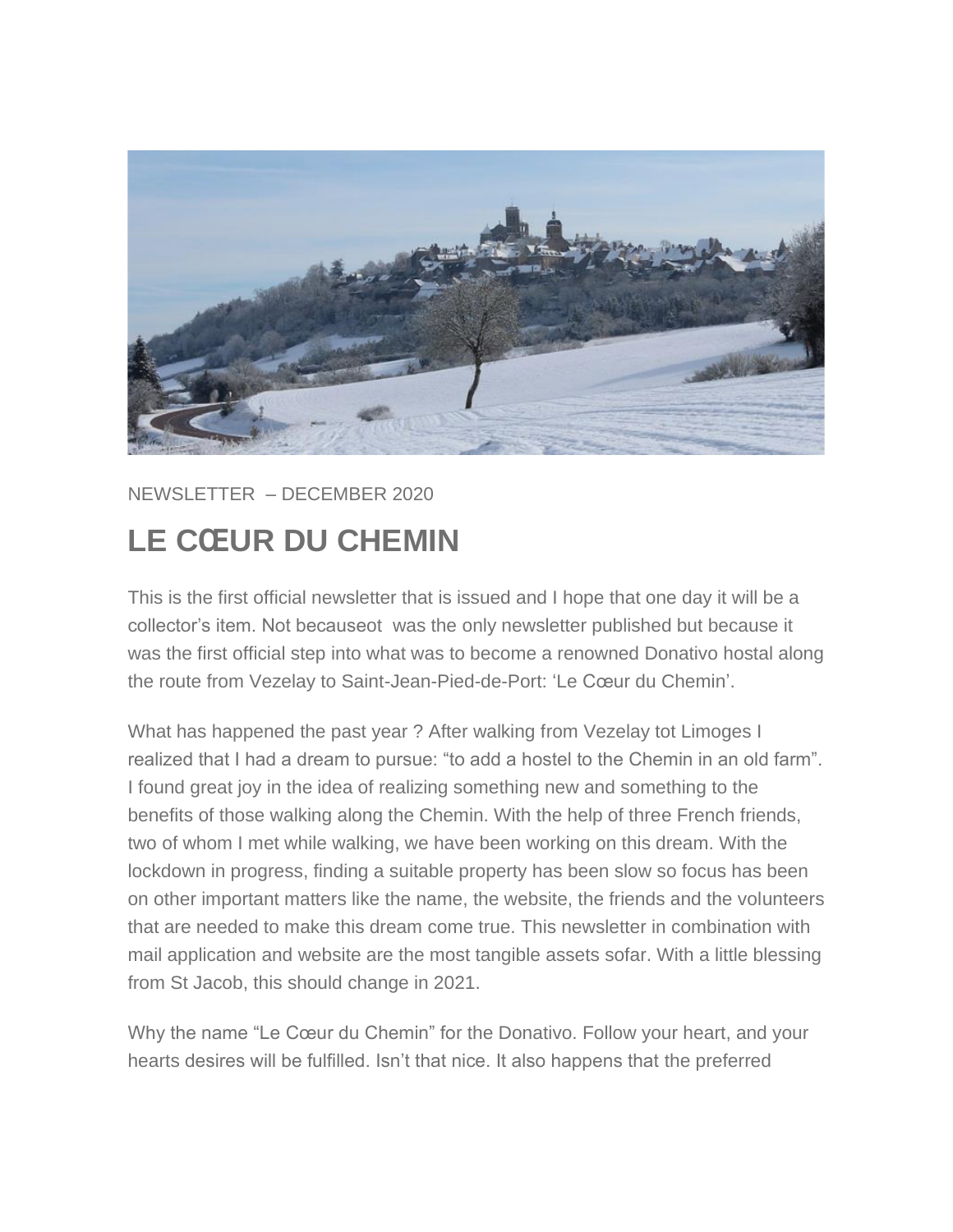NEWSLETTER – DECEMBER 2020

# LE CŒUR DU CHEMIN

This is the first official newsletter that is issued and I hope that one day it will be a collector's item. Not becauseot was the only newsletter published but because it was the first official step into what was to become a renowned Donativo hostal along the route from Vezelay to Saint-Jean-Pied-de-Port: 'Le Cœur du Chemin'.

What has happened the past year ? After walking from Vezelay tot Limoges I realized that I had a dream to pursue: "to add a hostel to the Chemin in an old farm". I found great joy in the idea of realizing something new and something to the benefits of those walking along the Chemin. With the help of three French friends, two of whom I met while walking, we have been working on this dream. With the lockdown in progress, finding a suitable property has been slow so focus has been on other important matters like the name, the website, the friends and the volunteers that are needed to make this dream come true. This newsletter in combination with mail application and website are the most tangible assets sofar. With a little blessing from St Jacob, this should change in 2021.

Why the name "Le Cœur du Chemin" for the Donativo. Follow your heart, and your hearts desires will be fulfilled. Isn't that nice. It also happens that the preferred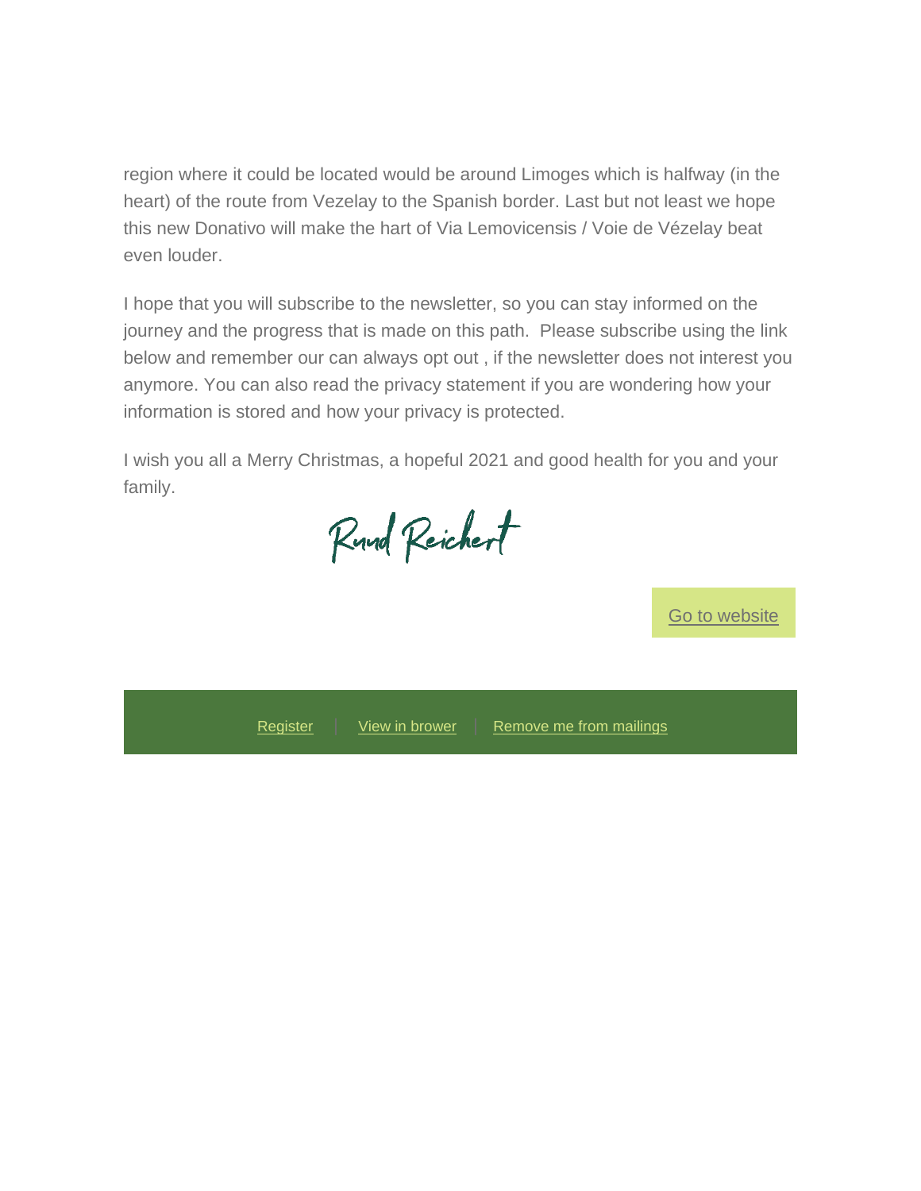region where it could be located would be around Limoges which is halfway (in the heart) of the route from Vezelay to the Spanish border. Last but not least we hope this new Donativo will make the hart of Via Lemovicensis / Voie de Vézelay beat even louder.

I hope that you will subscribe to the newsletter, so you can stay informed on the journey and the progress that is made on this path.  Please subscribe using the link below and remember our can always opt out , if the newsletter does not interest you anymore. You can also read the privacy statement if you are wondering how your information is stored and how your privacy is protected.

I wish you all a Merry Christmas, a hopeful 2021 and good health for you and your family.

Ruud Reichert

Go to website

Register | View in brower | Remove me from mailings